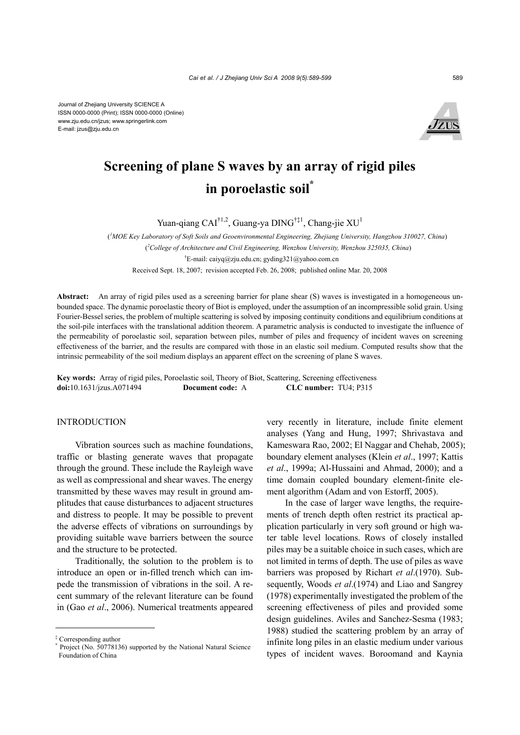Journal of Zhejiang University SCIENCE A
ISSN 0000-0000 (Print); ISSN 0000-0000 (Online)
www.zju.edu.cn/jzus; www.springerlink.com
E-mail: jzus@zju.edu.cn

# Screening of plane S waves by an array of rigid piles in poroelastic soil*

Yuan-qiang CAI[†1,2], Guang-ya DING[†‡1], Chang-jie XU[1]

([1]MOE Key Laboratory of Soft Soils and Geoenvironmental Engineering, Zhejiang University, Hangzhou 310027, China)

([2]College of Architecture and Civil Engineering, Wenzhou University, Wenzhou 325035, China)

[†]E-mail: caiyq@zju.edu.cn; gyding321@yahoo.com.cn

Received Sept. 18, 2007; revision accepted Feb. 26, 2008; published online Mar. 20, 2008

**Abstract:** An array of rigid piles used as a screening barrier for plane shear (S) waves is investigated in a homogeneous unbounded space. The dynamic poroelastic theory of Biot is employed, under the assumption of an incompressible solid grain. Using Fourier-Bessel series, the problem of multiple scattering is solved by imposing continuity conditions and equilibrium conditions at the soil-pile interfaces with the translational addition theorem. A parametric analysis is conducted to investigate the influence of the permeability of poroelastic soil, separation between piles, number of piles and frequency of incident waves on screening effectiveness of the barrier, and the results are compared with those in an elastic soil medium. Computed results show that the intrinsic permeability of the soil medium displays an apparent effect on the screening of plane S waves.

**Key words:** Array of rigid piles, Poroelastic soil, Theory of Biot, Scattering, Screening effectiveness
**doi:**10.1631/jzus.A071494 **Document code:** A **CLC number:** TU4; P315

## INTRODUCTION

Vibration sources such as machine foundations, traffic or blasting generate waves that propagate through the ground. These include the Rayleigh wave as well as compressional and shear waves. The energy transmitted by these waves may result in ground amplitudes that cause disturbances to adjacent structures and distress to people. It may be possible to prevent the adverse effects of vibrations on surroundings by providing suitable wave barriers between the source and the structure to be protected.

Traditionally, the solution to the problem is to introduce an open or in-filled trench which can impede the transmission of vibrations in the soil. A recent summary of the relevant literature can be found in (Gao *et al*., 2006). Numerical treatments appeared very recently in literature, include finite element analyses (Yang and Hung, 1997; Shrivastava and Kameswara Rao, 2002; El Naggar and Chehab, 2005); boundary element analyses (Klein *et al*., 1997; Kattis *et al*., 1999a; Al-Hussaini and Ahmad, 2000); and a time domain coupled boundary element-finite element algorithm (Adam and von Estorff, 2005).

In the case of larger wave lengths, the requirements of trench depth often restrict its practical application particularly in very soft ground or high water table level locations. Rows of closely installed piles may be a suitable choice in such cases, which are not limited in terms of depth. The use of piles as wave barriers was proposed by Richart *et al*.(1970). Subsequently, Woods *et al*.(1974) and Liao and Sangrey (1978) experimentally investigated the problem of the screening effectiveness of piles and provided some design guidelines. Aviles and Sanchez-Sesma (1983; 1988) studied the scattering problem by an array of infinite long piles in an elastic medium under various types of incident waves. Boroomand and Kaynia

---

[‡] Corresponding author
[*] Project (No. 50778136) supported by the National Natural Science Foundation of China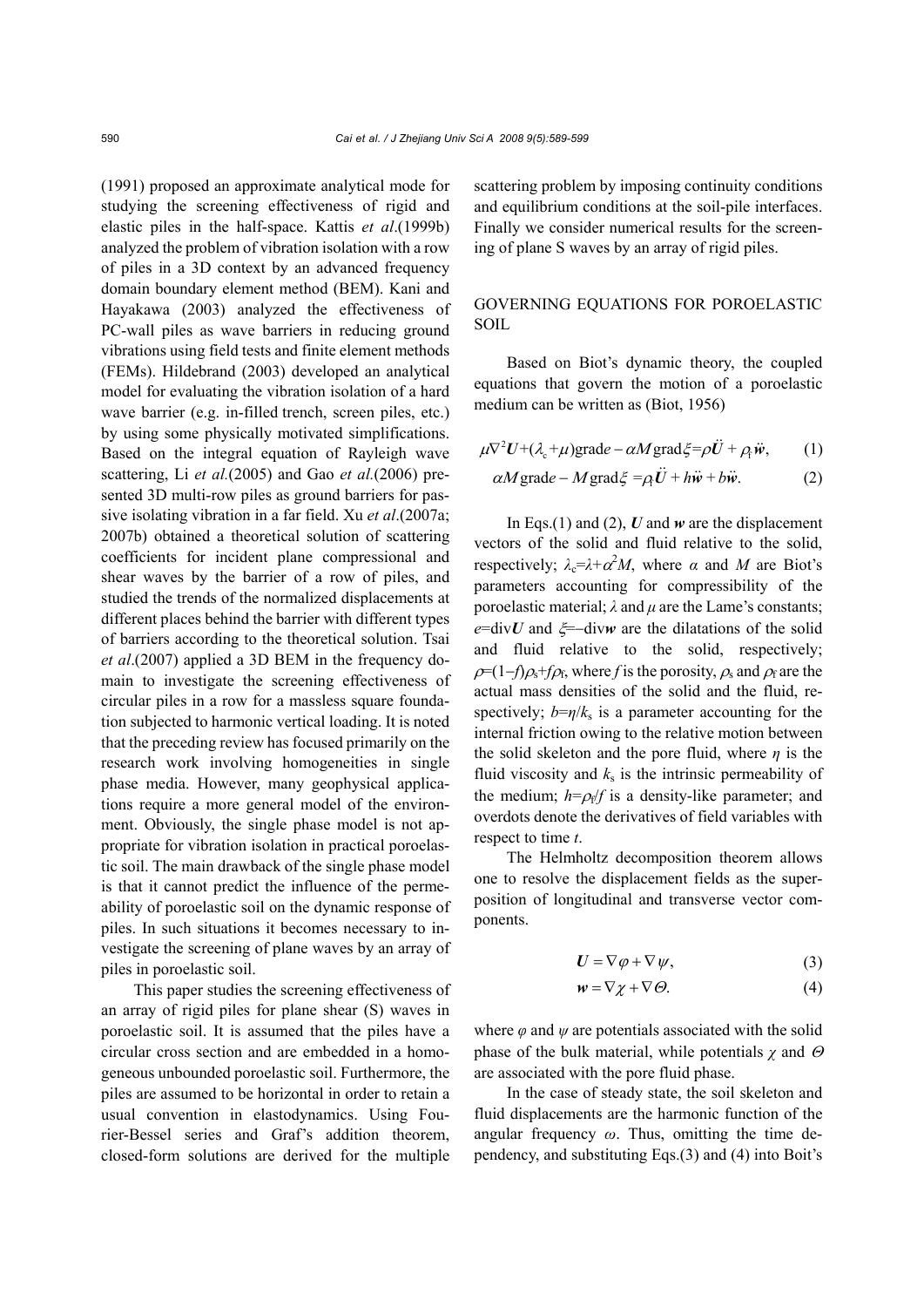(1991) proposed an approximate analytical mode for studying the screening effectiveness of rigid and elastic piles in the half-space. Kattis *et al*.(1999b) analyzed the problem of vibration isolation with a row of piles in a 3D context by an advanced frequency domain boundary element method (BEM). Kani and Hayakawa (2003) analyzed the effectiveness of PC-wall piles as wave barriers in reducing ground vibrations using field tests and finite element methods (FEMs). Hildebrand (2003) developed an analytical model for evaluating the vibration isolation of a hard wave barrier (e.g. in-filled trench, screen piles, etc.) by using some physically motivated simplifications. Based on the integral equation of Rayleigh wave scattering, Li *et al.*(2005) and Gao *et al.*(2006) presented 3D multi-row piles as ground barriers for passive isolating vibration in a far field. Xu *et al*.(2007a; 2007b) obtained a theoretical solution of scattering coefficients for incident plane compressional and shear waves by the barrier of a row of piles, and studied the trends of the normalized displacements at different places behind the barrier with different types of barriers according to the theoretical solution. Tsai *et al*.(2007) applied a 3D BEM in the frequency domain to investigate the screening effectiveness of circular piles in a row for a massless square foundation subjected to harmonic vertical loading. It is noted that the preceding review has focused primarily on the research work involving homogeneities in single phase media. However, many geophysical applications require a more general model of the environment. Obviously, the single phase model is not appropriate for vibration isolation in practical poroelastic soil. The main drawback of the single phase model is that it cannot predict the influence of the permeability of poroelastic soil on the dynamic response of piles. In such situations it becomes necessary to investigate the screening of plane waves by an array of piles in poroelastic soil.

This paper studies the screening effectiveness of an array of rigid piles for plane shear (S) waves in poroelastic soil. It is assumed that the piles have a circular cross section and are embedded in a homogeneous unbounded poroelastic soil. Furthermore, the piles are assumed to be horizontal in order to retain a usual convention in elastodynamics. Using Fourier-Bessel series and Graf's addition theorem, closed-form solutions are derived for the multiple scattering problem by imposing continuity conditions and equilibrium conditions at the soil-pile interfaces. Finally we consider numerical results for the screening of plane S waves by an array of rigid piles.

## GOVERNING EQUATIONS FOR POROELASTIC SOIL

Based on Biot's dynamic theory, the coupled equations that govern the motion of a poroelastic medium can be written as (Biot, 1956)

$$\mu\nabla^2\boldsymbol{U}+(\lambda_c+\mu)\mathrm{grad}e-\alpha M\,\mathrm{grad}\xi=\rho\ddot{\boldsymbol{U}}+\rho_f\ddot{\boldsymbol{w}}, \tag{1}$$

$$\alpha M\,\mathrm{grad}e-M\,\mathrm{grad}\xi=\rho_f\ddot{\boldsymbol{U}}+h\ddot{\boldsymbol{w}}+b\dot{\boldsymbol{w}}. \tag{2}$$

In Eqs.(1) and (2), $\boldsymbol{U}$ and $\boldsymbol{w}$ are the displacement vectors of the solid and fluid relative to the solid, respectively; $\lambda_c=\lambda+\alpha^2M$, where $\alpha$ and $M$ are Biot's parameters accounting for compressibility of the poroelastic material; $\lambda$ and $\mu$ are the Lame's constants; $e=\mathrm{div}\boldsymbol{U}$ and $\xi=-\mathrm{div}\boldsymbol{w}$ are the dilatations of the solid and fluid relative to the solid, respectively; $\rho=(1-f)\rho_s+f\rho_f$, where $f$ is the porosity, $\rho_s$ and $\rho_f$ are the actual mass densities of the solid and the fluid, respectively; $b=\eta/k_s$ is a parameter accounting for the internal friction owing to the relative motion between the solid skeleton and the pore fluid, where $\eta$ is the fluid viscosity and $k_s$ is the intrinsic permeability of the medium; $h=\rho_f/f$ is a density-like parameter; and overdots denote the derivatives of field variables with respect to time $t$.

The Helmholtz decomposition theorem allows one to resolve the displacement fields as the superposition of longitudinal and transverse vector components.

$$\boldsymbol{U}=\nabla\varphi+\nabla\psi, \tag{3}$$

$$\boldsymbol{w}=\nabla\chi+\nabla\Theta. \tag{4}$$

where $\varphi$ and $\psi$ are potentials associated with the solid phase of the bulk material, while potentials $\chi$ and $\Theta$ are associated with the pore fluid phase.

In the case of steady state, the soil skeleton and fluid displacements are the harmonic function of the angular frequency $\omega$. Thus, omitting the time dependency, and substituting Eqs.(3) and (4) into Boit's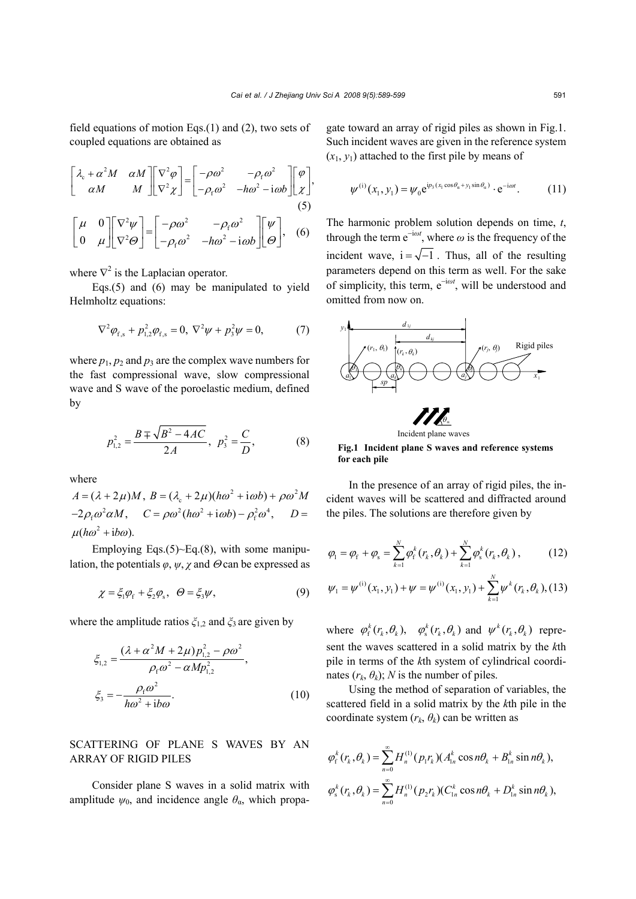field equations of motion Eqs.(1) and (2), two sets of coupled equations are obtained as

$$\begin{bmatrix} \lambda_c + \alpha^2 M & \alpha M \\ \alpha M & M \end{bmatrix} \begin{bmatrix} \nabla^2 \varphi \\ \nabla^2 \chi \end{bmatrix} = \begin{bmatrix} -\rho\omega^2 & -\rho_f \omega^2 \\ -\rho_f \omega^2 & -h\omega^2 - \mathrm{i}\omega b \end{bmatrix} \begin{bmatrix} \varphi \\ \chi \end{bmatrix}, \tag{5}$$

$$\begin{bmatrix} \mu & 0 \\ 0 & \mu \end{bmatrix} \begin{bmatrix} \nabla^2 \psi \\ \nabla^2 \Theta \end{bmatrix} = \begin{bmatrix} -\rho\omega^2 & -\rho_f \omega^2 \\ -\rho_f \omega^2 & -h\omega^2 - \mathrm{i}\omega b \end{bmatrix} \begin{bmatrix} \psi \\ \Theta \end{bmatrix}, \tag{6}$$

where $\nabla^2$ is the Laplacian operator.

Eqs.(5) and (6) may be manipulated to yield Helmholtz equations:

$$\nabla^2 \varphi_{f,s} + p_{1,2}^2 \varphi_{f,s} = 0, \ \nabla^2 \psi + p_3^2 \psi = 0, \tag{7}$$

where $p_1$, $p_2$ and $p_3$ are the complex wave numbers for the fast compressional wave, slow compressional wave and S wave of the poroelastic medium, defined by

$$p_{1,2}^2 = \frac{B \mp \sqrt{B^2 - 4AC}}{2A}, \ p_3^2 = \frac{C}{D}, \tag{8}$$

where

$A = (\lambda + 2\mu)M$, $B = (\lambda_c + 2\mu)(h\omega^2 + \mathrm{i}\omega b) + \rho\omega^2 M - 2\rho_f \omega^2 \alpha M$, $C = \rho\omega^2 (h\omega^2 + \mathrm{i}\omega b) - \rho_f^2 \omega^4$, $D = \mu(h\omega^2 + \mathrm{i}b\omega)$.

Employing Eqs.(5)~Eq.(8), with some manipulation, the potentials $\varphi$, $\psi$, $\chi$ and $\Theta$ can be expressed as

$$\chi = \xi_1 \varphi_f + \xi_2 \varphi_s, \ \Theta = \xi_3 \psi, \tag{9}$$

where the amplitude ratios $\xi_{1,2}$ and $\xi_3$ are given by

$$\xi_{1,2} = \frac{(\lambda + \alpha^2 M + 2\mu)p_{1,2}^2 - \rho\omega^2}{\rho_f \omega^2 - \alpha M p_{1,2}^2},$$
$$\xi_3 = -\frac{\rho_f \omega^2}{h\omega^2 + \mathrm{i}b\omega}. \tag{10}$$

## SCATTERING OF PLANE S WAVES BY AN ARRAY OF RIGID PILES

Consider plane S waves in a solid matrix with amplitude $\psi_0$, and incidence angle $\theta_\alpha$, which propagate toward an array of rigid piles as shown in Fig.1. Such incident waves are given in the reference system ($x_1$, $y_1$) attached to the first pile by means of

$$\psi^{(\mathrm{i})}(x_1, y_1) = \psi_0 \mathrm{e}^{\mathrm{i}p_3(x_1 \cos\theta_\alpha + y_1 \sin\theta_\alpha)} \cdot \mathrm{e}^{-\mathrm{i}\omega t}. \tag{11}$$

The harmonic problem solution depends on time, $t$, through the term $\mathrm{e}^{-\mathrm{i}\omega t}$, where $\omega$ is the frequency of the incident wave, $\mathrm{i} = \sqrt{-1}$. Thus, all of the resulting parameters depend on this term as well. For the sake of simplicity, this term, $\mathrm{e}^{-\mathrm{i}\omega t}$, will be understood and omitted from now on.

**Fig.1 Incident plane S waves and reference systems for each pile**

In the presence of an array of rigid piles, the incident waves will be scattered and diffracted around the piles. The solutions are therefore given by

$$\varphi_1 = \varphi_f + \varphi_s = \sum_{k=1}^{N} \varphi_f^k(r_k, \theta_k) + \sum_{k=1}^{N} \varphi_s^k(r_k, \theta_k), \tag{12}$$

$$\psi_1 = \psi^{(\mathrm{i})}(x_1, y_1) + \psi = \psi^{(\mathrm{i})}(x_1, y_1) + \sum_{k=1}^{N} \psi^k(r_k, \theta_k), \tag{13}$$

where $\varphi_f^k(r_k, \theta_k)$, $\varphi_s^k(r_k, \theta_k)$ and $\psi^k(r_k, \theta_k)$ represent the waves scattered in a solid matrix by the $k$th pile in terms of the $k$th system of cylindrical coordinates ($r_k$, $\theta_k$); $N$ is the number of piles.

Using the method of separation of variables, the scattered field in a solid matrix by the $k$th pile in the coordinate system ($r_k$, $\theta_k$) can be written as

$$\varphi_f^k(r_k, \theta_k) = \sum_{n=0}^{\infty} H_n^{(1)}(p_1 r_k)(A_{1n}^k \cos n\theta_k + B_{1n}^k \sin n\theta_k),$$

$$\varphi_s^k(r_k, \theta_k) = \sum_{n=0}^{\infty} H_n^{(1)}(p_2 r_k)(C_{1n}^k \cos n\theta_k + D_{1n}^k \sin n\theta_k),$$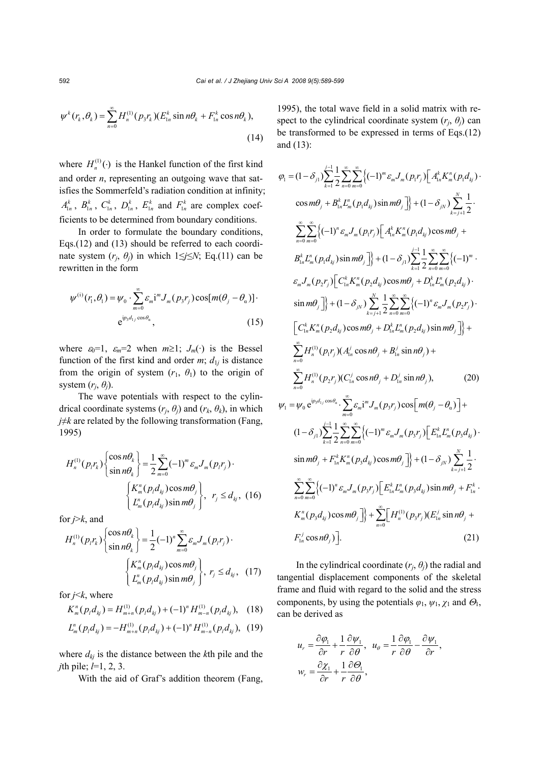$$\psi^{k}(r_k,\theta_k)=\sum_{n=0}^{\infty}H_n^{(1)}(p_3 r_k)(E_{1n}^{k}\sin n\theta_k+F_{1n}^{k}\cos n\theta_k), \tag{14}$$

where $H_n^{(1)}(\cdot)$ is the Hankel function of the first kind and order $n$, representing an outgoing wave that satisfies the Sommerfeld's radiation condition at infinity; $A_{1n}^{k}$, $B_{1n}^{k}$, $C_{1n}^{k}$, $D_{1n}^{k}$, $E_{1n}^{k}$ and $F_{1n}^{k}$ are complex coefficients to be determined from boundary conditions.

In order to formulate the boundary conditions, Eqs.(12) and (13) should be referred to each coordinate system $(r_j, \theta_j)$ in which $1\le j\le N$; Eq.(11) can be rewritten in the form

$$\psi^{(\mathrm{i})}(r_1,\theta_1)=\psi_0\cdot\sum_{m=0}^{\infty}\varepsilon_m \mathrm{i}^m J_m(p_3 r_j)\cos[m(\theta_j-\theta_\alpha)]\cdot \mathrm{e}^{\mathrm{i}p_3 d_{1j}\cos\theta_\alpha}, \tag{15}$$

where $\varepsilon_0=1$, $\varepsilon_m=2$ when $m\ge 1$; $J_m(\cdot)$ is the Bessel function of the first kind and order $m$; $d_{1j}$ is distance from the origin of system $(r_1, \theta_1)$ to the origin of system $(r_j, \theta_j)$.

The wave potentials with respect to the cylindrical coordinate systems $(r_j, \theta_j)$ and $(r_k, \theta_k)$, in which $j\ne k$ are related by the following transformation (Fang, 1995)

$$H_n^{(1)}(p_l r_k)\begin{Bmatrix}\cos n\theta_k\\ \sin n\theta_k\end{Bmatrix}=\frac{1}{2}\sum_{m=0}^{\infty}(-1)^m\varepsilon_m J_m(p_l r_j)\cdot \begin{Bmatrix}K_m^n(p_l d_{kj})\cos m\theta_j\\ L_m^n(p_l d_{kj})\sin m\theta_j\end{Bmatrix},\ r_j\le d_{kj}, \tag{16}$$

for $j>k$, and

$$H_n^{(1)}(p_l r_k)\begin{Bmatrix}\cos n\theta_k\\ \sin n\theta_k\end{Bmatrix}=\frac{1}{2}(-1)^n\sum_{m=0}^{\infty}\varepsilon_m J_m(p_l r_j)\cdot \begin{Bmatrix}K_m^n(p_l d_{kj})\cos m\theta_j\\ L_m^n(p_l d_{kj})\sin m\theta_j\end{Bmatrix},\ r_j\le d_{kj}, \tag{17}$$

for $j<k$, where

$$K_m^n(p_l d_{kj})=H_{m+n}^{(1)}(p_l d_{kj})+(-1)^n H_{m-n}^{(1)}(p_l d_{kj}), \tag{18}$$

$$L_m^n(p_l d_{kj})=-H_{m+n}^{(1)}(p_l d_{kj})+(-1)^n H_{m-n}^{(1)}(p_l d_{kj}), \tag{19}$$

where $d_{kj}$ is the distance between the $k$th pile and the $j$th pile; $l$=1, 2, 3.

With the aid of Graf's addition theorem (Fang, 1995), the total wave field in a solid matrix with respect to the cylindrical coordinate system $(r_j, \theta_j)$ can be transformed to be expressed in terms of Eqs.(12) and (13):

$$\begin{aligned}
\varphi_1=&(1-\delta_{j1})\sum_{k=1}^{j-1}\frac{1}{2}\sum_{n=0}^{\infty}\sum_{m=0}^{\infty}\Big\{(-1)^m\varepsilon_m J_m(p_1 r_j)\Big[A_{1n}^k K_m^n(p_1 d_{kj})\cdot\\
&\cos m\theta_j+B_{1n}^k L_m^n(p_1 d_{kj})\sin m\theta_j\Big]\Big\}+(1-\delta_{jN})\sum_{k=j+1}^{N}\frac{1}{2}\cdot\\
&\sum_{n=0}^{\infty}\sum_{m=0}^{\infty}\Big\{(-1)^n\varepsilon_m J_m(p_1 r_j)\Big[A_{1n}^k K_m^n(p_1 d_{kj})\cos m\theta_j+\\
&B_{1n}^k L_m^n(p_1 d_{kj})\sin m\theta_j\Big]\Big\}+(1-\delta_{j1})\sum_{k=1}^{j-1}\frac{1}{2}\sum_{n=0}^{\infty}\sum_{m=0}^{\infty}\Big\{(-1)^m\cdot\\
&\varepsilon_m J_m(p_2 r_j)\Big[C_{1n}^k K_m^n(p_2 d_{kj})\cos m\theta_j+D_{1n}^k L_m^n(p_2 d_{kj})\cdot\\
&\sin m\theta_j\Big]\Big\}+(1-\delta_{jN})\sum_{k=j+1}^{N}\frac{1}{2}\sum_{n=0}^{\infty}\sum_{m=0}^{\infty}\Big\{(-1)^n\varepsilon_m J_m(p_2 r_j)\cdot\\
&\Big[C_{1n}^k K_m^n(p_2 d_{kj})\cos m\theta_j+D_{1n}^k L_m^n(p_2 d_{kj})\sin m\theta_j\Big]\Big\}+\\
&\sum_{n=0}^{\infty}H_n^{(1)}(p_1 r_j)(A_{1n}^j\cos n\theta_j+B_{1n}^j\sin n\theta_j)+\\
&\sum_{n=0}^{\infty}H_n^{(1)}(p_2 r_j)(C_{1n}^j\cos n\theta_j+D_{1n}^j\sin n\theta_j),
\end{aligned} \tag{20}$$

$$\begin{aligned}
\psi_1=&\psi_0\,\mathrm{e}^{\mathrm{i}p_3 d_{1j}\cos\theta_\alpha}\cdot\sum_{m=0}^{\infty}\varepsilon_m \mathrm{i}^m J_m(p_3 r_j)\cos\Big[m(\theta_j-\theta_\alpha)\Big]+\\
&(1-\delta_{j1})\sum_{k=1}^{j-1}\frac{1}{2}\sum_{n=0}^{\infty}\sum_{m=0}^{\infty}\Big\{(-1)^m\varepsilon_m J_m(p_3 r_j)\Big[E_{1n}^k L_m^n(p_3 d_{kj})\cdot\\
&\sin m\theta_j+F_{1n}^k K_m^n(p_3 d_{kj})\cos m\theta_j\Big]\Big\}+(1-\delta_{jN})\sum_{k=j+1}^{N}\frac{1}{2}\cdot\\
&\sum_{n=0}^{\infty}\sum_{m=0}^{\infty}\Big\{(-1)^n\varepsilon_m J_m(p_3 r_j)\Big[E_{1n}^k L_m^n(p_3 d_{kj})\sin m\theta_j+F_{1n}^k\cdot\\
&K_m^n(p_3 d_{kj})\cos m\theta_j\Big]\Big\}+\sum_{n=0}^{\infty}\Big[H_n^{(1)}(p_3 r_j)(E_{1n}^j\sin n\theta_j+\\
&F_{1n}^j\cos n\theta_j)\Big].
\end{aligned} \tag{21}$$

In the cylindrical coordinate $(r_j, \theta_j)$ the radial and tangential displacement components of the skeletal frame and fluid with regard to the solid and the stress components, by using the potentials $\varphi_1$, $\psi_1$, $\chi_1$ and $\Theta_1$, can be derived as

$$u_r=\frac{\partial\varphi_1}{\partial r}+\frac{1}{r}\frac{\partial\psi_1}{\partial\theta},\quad u_\theta=\frac{1}{r}\frac{\partial\varphi_1}{\partial\theta}-\frac{\partial\psi_1}{\partial r},$$

$$w_r=\frac{\partial\chi_1}{\partial r}+\frac{1}{r}\frac{\partial\Theta_1}{\partial\theta},$$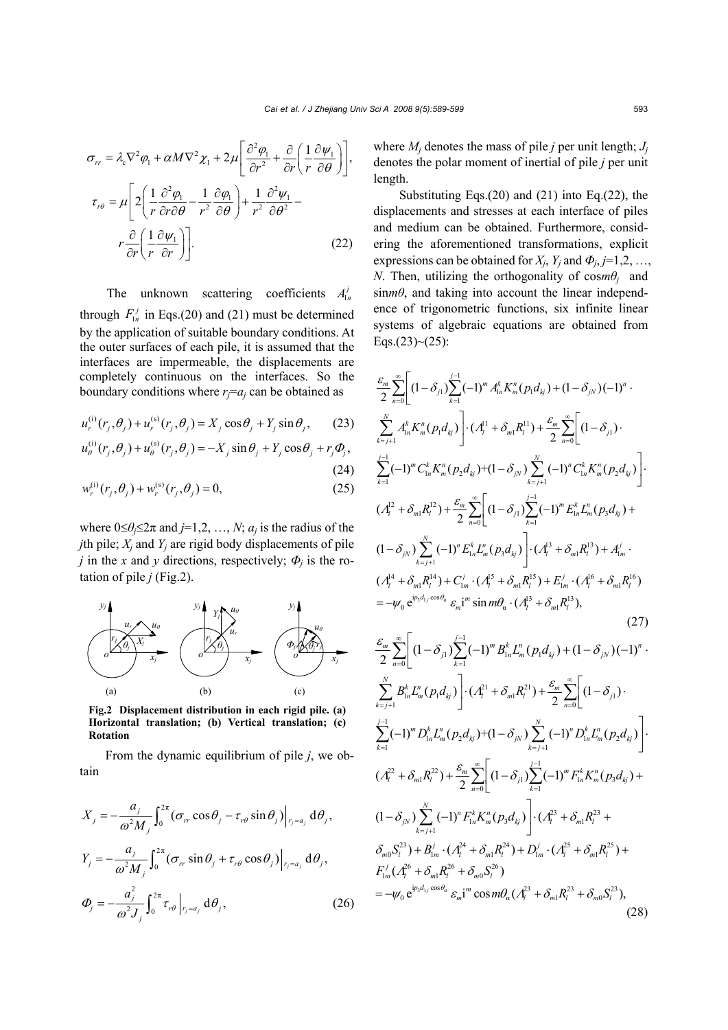$$\sigma_{rr} = \lambda_c \nabla^2 \varphi_1 + \alpha M \nabla^2 \chi_1 + 2\mu \left[ \frac{\partial^2 \varphi_1}{\partial r^2} + \frac{\partial}{\partial r}\left( \frac{1}{r}\frac{\partial \psi_1}{\partial \theta} \right) \right],$$

$$\tau_{r\theta} = \mu \left[ 2\left( \frac{1}{r}\frac{\partial^2 \varphi_1}{r \partial r \partial \theta} - \frac{1}{r^2}\frac{\partial \varphi_1}{\partial \theta} \right) + \frac{1}{r^2}\frac{\partial^2 \psi_1}{\partial \theta^2} - r\frac{\partial}{\partial r}\left( \frac{1}{r}\frac{\partial \psi_1}{\partial r} \right) \right]. \tag{22}$$

The unknown scattering coefficients $A_{1n}^j$ through $F_{1n}^j$ in Eqs.(20) and (21) must be determined by the application of suitable boundary conditions. At the outer surfaces of each pile, it is assumed that the interfaces are impermeable, the displacements are completely continuous on the interfaces. So the boundary conditions where $r_j=a_j$ can be obtained as

$$u_r^{(i)}(r_j,\theta_j) + u_r^{(s)}(r_j,\theta_j) = X_j \cos\theta_j + Y_j \sin\theta_j, \tag{23}$$

$$u_\theta^{(i)}(r_j,\theta_j) + u_\theta^{(s)}(r_j,\theta_j) = -X_j \sin\theta_j + Y_j \cos\theta_j + r_j \Phi_j, \tag{24}$$

$$w_r^{(i)}(r_j,\theta_j) + w_r^{(s)}(r_j,\theta_j) = 0, \tag{25}$$

where $0 \le \theta_j \le 2\pi$ and $j=1,2,\ldots,N$; $a_j$ is the radius of the $j$th pile; $X_j$ and $Y_j$ are rigid body displacements of pile $j$ in the $x$ and $y$ directions, respectively; $\Phi_j$ is the rotation of pile $j$ (Fig.2).

**Fig.2 Displacement distribution in each rigid pile. (a) Horizontal translation; (b) Vertical translation; (c) Rotation**

From the dynamic equilibrium of pile $j$, we obtain

$$X_j = -\frac{a_j}{\omega^2 M_j}\int_0^{2\pi} (\sigma_{rr}\cos\theta_j - \tau_{r\theta}\sin\theta_j)\Big|_{r_j=a_j} \mathrm{d}\theta_j,$$

$$Y_j = -\frac{a_j}{\omega^2 M_j}\int_0^{2\pi} (\sigma_{rr}\sin\theta_j + \tau_{r\theta}\cos\theta_j)\Big|_{r_j=a_j} \mathrm{d}\theta_j,$$

$$\Phi_j = -\frac{a_j^2}{\omega^2 J_j}\int_0^{2\pi} \tau_{r\theta}\Big|_{r_j=a_j} \mathrm{d}\theta_j, \tag{26}$$

where $M_j$ denotes the mass of pile $j$ per unit length; $J_j$ denotes the polar moment of inertial of pile $j$ per unit length.

Substituting Eqs.(20) and (21) into Eq.(22), the displacements and stresses at each interface of piles and medium can be obtained. Furthermore, considering the aforementioned transformations, explicit expressions can be obtained for $X_j$, $Y_j$ and $\Phi_j$, $j=1,\ldots,N$. Then, utilizing the orthogonality of $\cos m\theta_j$ and $\sin m\theta$, and taking into account the linear independence of trigonometric functions, six infinite linear systems of algebraic equations are obtained from Eqs.(23)~(25):

$$\begin{aligned}
&\frac{\varepsilon_m}{2}\sum_{n=0}^{\infty}\left[(1-\delta_{j1})\sum_{k=1}^{j-1}(-1)^m A_{1n}^k K_m^n(p_1 d_{kj}) + (1-\delta_{jN})(-1)^n \cdot \sum_{k=j+1}^{N} A_{1n}^k K_m^n(p_1 d_{kj})\right]\cdot(\Lambda_l^{11}+\delta_{m1}R_l^{11}) + \frac{\varepsilon_m}{2}\sum_{n=0}^{\infty}\left[(1-\delta_{j1})\cdot\right.\\
&\left.\sum_{k=1}^{j-1}(-1)^m C_{1n}^k K_m^n(p_2 d_{kj}) + (1-\delta_{jN})\sum_{k=j+1}^{N}(-1)^n C_{1n}^k K_m^n(p_2 d_{kj})\right]\cdot(\Lambda_l^{12}+\delta_{m1}R_l^{12}) + \frac{\varepsilon_m}{2}\sum_{n=0}^{\infty}\left[(1-\delta_{j1})\sum_{k=1}^{j-1}(-1)^m E_{1n}^k L_m^n(p_3 d_{kj}) + \right.\\
&\left.(1-\delta_{jN})\sum_{k=j+1}^{N}(-1)^n E_{1n}^k L_m^n(p_3 d_{kj})\right]\cdot(\Lambda_l^{13}+\delta_{m1}R_l^{13}) + A_{1m}^j\cdot(\Lambda_l^{14}+\delta_{m1}R_l^{14}) + C_{1m}^j\cdot(\Lambda_l^{15}+\delta_{m1}R_l^{15}) + E_{1m}^j\cdot(\Lambda_l^{16}+\delta_{m1}R_l^{16})\\
&= -\psi_0\, \mathrm{e}^{\mathrm{i}p_3 d_{1j}\cos\theta_\alpha}\,\varepsilon_m \mathrm{i}^m \sin m\theta_\alpha \cdot(\Lambda_l^{13}+\delta_{m1}R_l^{13}),
\end{aligned} \tag{27}$$

$$\begin{aligned}
&\frac{\varepsilon_m}{2}\sum_{n=0}^{\infty}\left[(1-\delta_{j1})\sum_{k=1}^{j-1}(-1)^m B_{1n}^k L_m^n(p_1 d_{kj}) + (1-\delta_{jN})(-1)^n \cdot \sum_{k=j+1}^{N} B_{1n}^k L_m^n(p_1 d_{kj})\right]\cdot(\Lambda_l^{21}+\delta_{m1}R_l^{21}) + \frac{\varepsilon_m}{2}\sum_{n=0}^{\infty}\left[(1-\delta_{j1})\cdot\right.\\
&\left.\sum_{k=1}^{j-1}(-1)^m D_{1n}^k L_m^n(p_2 d_{kj}) + (1-\delta_{jN})\sum_{k=j+1}^{N}(-1)^n D_{1n}^k L_m^n(p_2 d_{kj})\right]\cdot(\Lambda_l^{22}+\delta_{m1}R_l^{22}) + \frac{\varepsilon_m}{2}\sum_{n=0}^{\infty}\left[(1-\delta_{j1})\sum_{k=1}^{j-1}(-1)^m F_{1n}^k K_m^n(p_3 d_{kj}) + \right.\\
&\left.(1-\delta_{jN})\sum_{k=j+1}^{N}(-1)^n F_{1n}^k K_m^n(p_3 d_{kj})\right]\cdot(\Lambda_l^{23}+\delta_{m1}R_l^{23} + \delta_{m0}S_l^{23}) + B_{1m}^j\cdot(\Lambda_l^{24}+\delta_{m1}R_l^{24}) + D_{1m}^j\cdot(\Lambda_l^{25}+\delta_{m1}R_l^{25}) +\\
&F_{1m}^j(\Lambda_l^{26}+\delta_{m1}R_l^{26}+\delta_{m0}S_l^{26})\\
&= -\psi_0\, \mathrm{e}^{\mathrm{i}p_3 d_{1j}\cos\theta_\alpha}\,\varepsilon_m \mathrm{i}^m \cos m\theta_\alpha(\Lambda_l^{23}+\delta_{m1}R_l^{23}+\delta_{m0}S_l^{23}),
\end{aligned} \tag{28}$$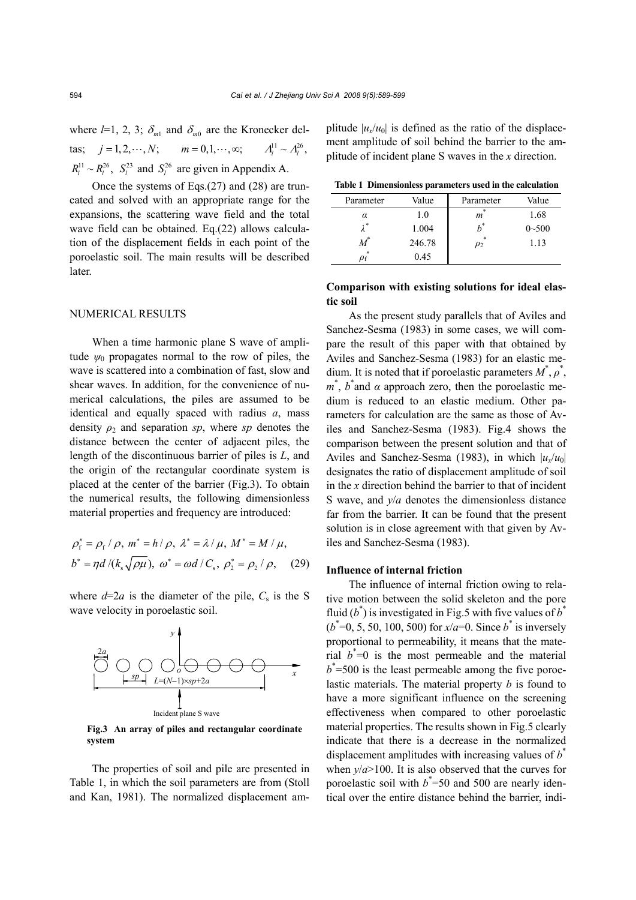where $l$=1, 2, 3; $\delta_{m1}$ and $\delta_{m0}$ are the Kronecker deltas; $j=1,2,\cdots,N$; $m=0,1,\cdots,\infty$; $\Lambda_l^{11}\sim\Lambda_l^{26}$, $R_l^{11}\sim R_l^{26}$, $S_l^{23}$ and $S_l^{26}$ are given in Appendix A.

Once the systems of Eqs.(27) and (28) are truncated and solved with an appropriate range for the expansions, the scattering wave field and the total wave field can be obtained. Eq.(22) allows calculation of the displacement fields in each point of the poroelastic soil. The main results will be described later.

## NUMERICAL RESULTS

When a time harmonic plane S wave of amplitude $\psi_0$ propagates normal to the row of piles, the wave is scattered into a combination of fast, slow and shear waves. In addition, for the convenience of numerical calculations, the piles are assumed to be identical and equally spaced with radius $a$, mass density $\rho_2$ and separation $sp$, where $sp$ denotes the distance between the center of adjacent piles, the length of the discontinuous barrier of piles is $L$, and the origin of the rectangular coordinate system is placed at the center of the barrier (Fig.3). To obtain the numerical results, the following dimensionless material properties and frequency are introduced:

$$\rho_f^*=\rho_f/\rho,\ m^*=h/\rho,\ \lambda^*=\lambda/\mu,\ M^*=M/\mu,$$
$$b^*=\eta d/(k_s\sqrt{\rho\mu}),\ \omega^*=\omega d/C_s,\ \rho_2^*=\rho_2/\rho, \quad (29)$$

where $d$=2$a$ is the diameter of the pile, $C_s$ is the S wave velocity in poroelastic soil.

**Fig.3 An array of piles and rectangular coordinate system**

The properties of soil and pile are presented in Table 1, in which the soil parameters are from (Stoll and Kan, 1981). The normalized displacement amplitude $|u_x/u_0|$ is defined as the ratio of the displacement amplitude of soil behind the barrier to the amplitude of incident plane S waves in the $x$ direction.

**Table 1 Dimensionless parameters used in the calculation**

| Parameter | Value | Parameter | Value |
|---|---|---|---|
| $\alpha$ | 1.0 | $m^*$ | 1.68 |
| $\lambda^*$ | 1.004 | $b^*$ | 0~500 |
| $M^*$ | 246.78 | $\rho_2^*$ | 1.13 |
| $\rho_f^*$ | 0.45 | | |

### Comparison with existing solutions for ideal elastic soil

As the present study parallels that of Aviles and Sanchez-Sesma (1983) in some cases, we will compare the result of this paper with that obtained by Aviles and Sanchez-Sesma (1983) for an elastic medium. It is noted that if poroelastic parameters $M^*$, $\rho^*$, $m^*$, $b^*$and $\alpha$ approach zero, then the poroelastic medium is reduced to an elastic medium. Other parameters for calculation are the same as those of Aviles and Sanchez-Sesma (1983). Fig.4 shows the comparison between the present solution and that of Aviles and Sanchez-Sesma (1983), in which $|u_x/u_0|$ designates the ratio of displacement amplitude of soil in the $x$ direction behind the barrier to that of incident S wave, and $y/a$ denotes the dimensionless distance far from the barrier. It can be found that the present solution is in close agreement with that given by Aviles and Sanchez-Sesma (1983).

### Influence of internal friction

The influence of internal friction owing to relative motion between the solid skeleton and the pore fluid ($b^*$) is investigated in Fig.5 with five values of $b^*$ ($b^*$=0, 5, 50, 100, 500) for $x/a$=0. Since $b^*$ is inversely proportional to permeability, it means that the material $b^*$=0 is the most permeable and the material $b^*$=500 is the least permeable among the five poroelastic materials. The material property $b$ is found to have a more significant influence on the screening effectiveness when compared to other poroelastic material properties. The results shown in Fig.5 clearly indicate that there is a decrease in the normalized displacement amplitudes with increasing values of $b^*$ when $y/a$>100. It is also observed that the curves for poroelastic soil with $b^*$=50 and 500 are nearly identical over the entire distance behind the barrier, indi-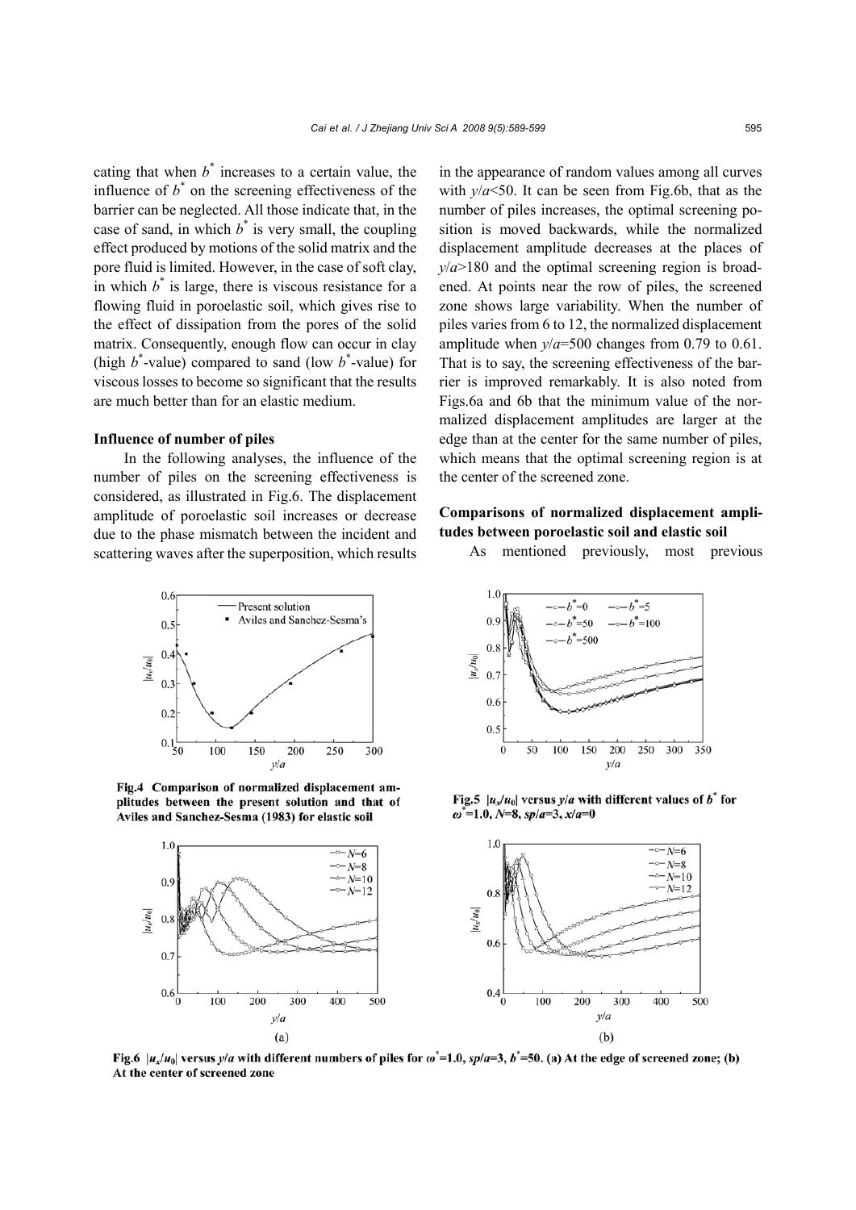cating that when $b^*$ increases to a certain value, the influence of $b^*$ on the screening effectiveness of the barrier can be neglected. All those indicate that, in the case of sand, in which $b^*$ is very small, the coupling effect produced by motions of the solid matrix and the pore fluid is limited. However, in the case of soft clay, in which $b^*$ is large, there is viscous resistance for a flowing fluid in poroelastic soil, which gives rise to the effect of dissipation from the pores of the solid matrix. Consequently, enough flow can occur in clay (high $b^*$-value) compared to sand (low $b^*$-value) for viscous losses to become so significant that the results are much better than for an elastic medium.

**Influence of number of piles**

In the following analyses, the influence of the number of piles on the screening effectiveness is considered, as illustrated in Fig.6. The displacement amplitude of poroelastic soil increases or decrease due to the phase mismatch between the incident and scattering waves after the superposition, which results in the appearance of random values among all curves with $y/a$<50. It can be seen from Fig.6b, that as the number of piles increases, the optimal screening position is moved backwards, while the normalized displacement amplitude decreases at the places of $y/a$>180 and the optimal screening region is broadened. At points near the row of piles, the screened zone shows large variability. When the number of piles varies from 6 to 12, the normalized displacement amplitude when $y/a$=500 changes from 0.79 to 0.61. That is to say, the screening effectiveness of the barrier is improved remarkably. It is also noted from Figs.6a and 6b that the minimum value of the normalized displacement amplitudes are larger at the edge than at the center for the same number of piles, which means that the optimal screening region is at the center of the screened zone.

**Comparisons of normalized displacement amplitudes between poroelastic soil and elastic soil**

As mentioned previously, most previous

**Fig.4 Comparison of normalized displacement amplitudes between the present solution and that of Aviles and Sanchez-Sesma (1983) for elastic soil**

**Fig.5 $|u_x/u_0|$ versus $y/a$ with different values of $b^*$ for $\omega^*$=1.0, $N$=8, $sp/a$=3, $x/a$=0**

**Fig.6 $|u_x/u_0|$ versus $y/a$ with different numbers of piles for $\omega^*$=1.0, $sp/a$=3, $b^*$=50. (a) At the edge of screened zone; (b) At the center of screened zone**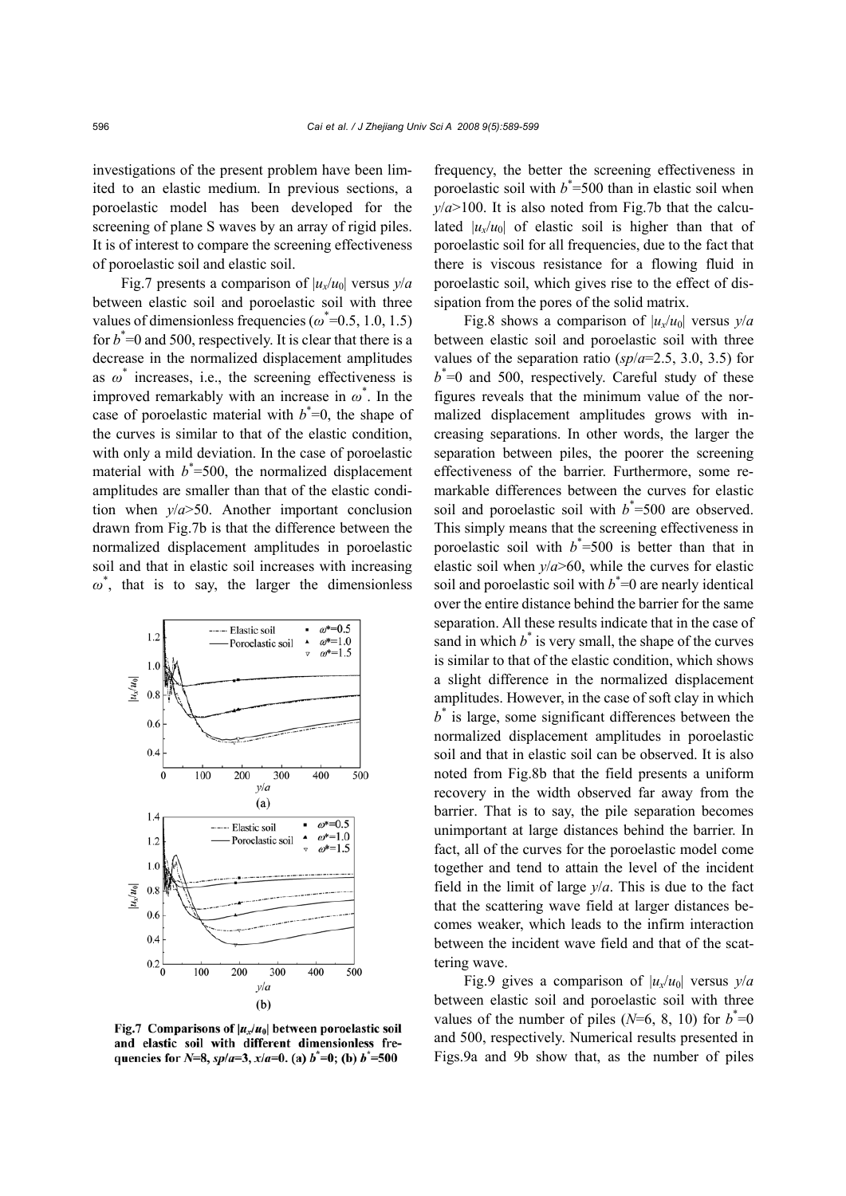investigations of the present problem have been limited to an elastic medium. In previous sections, a poroelastic model has been developed for the screening of plane S waves by an array of rigid piles. It is of interest to compare the screening effectiveness of poroelastic soil and elastic soil.

Fig.7 presents a comparison of $|u_x/u_0|$ versus $y/a$ between elastic soil and poroelastic soil with three values of dimensionless frequencies ($\omega^*$=0.5, 1.0, 1.5) for $b^*$=0 and 500, respectively. It is clear that there is a decrease in the normalized displacement amplitudes as $\omega^*$ increases, i.e., the screening effectiveness is improved remarkably with an increase in $\omega^*$. In the case of poroelastic material with $b^*$=0, the shape of the curves is similar to that of the elastic condition, with only a mild deviation. In the case of poroelastic material with $b^*$=500, the normalized displacement amplitudes are smaller than that of the elastic condition when $y/a$>50. Another important conclusion drawn from Fig.7b is that the difference between the normalized displacement amplitudes in poroelastic soil and that in elastic soil increases with increasing $\omega^*$, that is to say, the larger the dimensionless frequency, the better the screening effectiveness in poroelastic soil with $b^*$=500 than in elastic soil when $y/a$>100. It is also noted from Fig.7b that the calculated $|u_x/u_0|$ of elastic soil is higher than that of poroelastic soil for all frequencies, due to the fact that there is viscous resistance for a flowing fluid in poroelastic soil, which gives rise to the effect of dissipation from the pores of the solid matrix.

**Fig.7 Comparisons of $|u_x/u_0|$ between poroelastic soil and elastic soil with different dimensionless frequencies for $N$=8, $sp/a$=3, $x/a$=0. (a) $b^*$=0; (b) $b^*$=500**

Fig.8 shows a comparison of $|u_x/u_0|$ versus $y/a$ between elastic soil and poroelastic soil with three values of the separation ratio ($sp/a$=2.5, 3.0, 3.5) for $b^*$=0 and 500, respectively. Careful study of these figures reveals that the minimum value of the normalized displacement amplitudes grows with increasing separations. In other words, the larger the separation between piles, the poorer the screening effectiveness of the barrier. Furthermore, some remarkable differences between the curves for elastic soil and poroelastic soil with $b^*$=500 are observed. This simply means that the screening effectiveness in poroelastic soil with $b^*$=500 is better than that in elastic soil when $y/a$>60, while the curves for elastic soil and poroelastic soil with $b^*$=0 are nearly identical over the entire distance behind the barrier for the same separation. All these results indicate that in the case of sand in which $b^*$ is very small, the shape of the curves is similar to that of the elastic condition, which shows a slight difference in the normalized displacement amplitudes. However, in the case of soft clay in which $b^*$ is large, some significant differences between the normalized displacement amplitudes in poroelastic soil and that in elastic soil can be observed. It is also noted from Fig.8b that the field presents a uniform recovery in the width observed far away from the barrier. That is to say, the pile separation becomes unimportant at large distances behind the barrier. In fact, all of the curves for the poroelastic model come together and tend to attain the level of the incident field in the limit of large $y/a$. This is due to the fact that the scattering wave field at larger distances becomes weaker, which leads to the infirm interaction between the incident wave field and that of the scattering wave.

Fig.9 gives a comparison of $|u_x/u_0|$ versus $y/a$ between elastic soil and poroelastic soil with three values of the number of piles ($N$=6, 8, 10) for $b^*$=0 and 500, respectively. Numerical results presented in Figs.9a and 9b show that, as the number of piles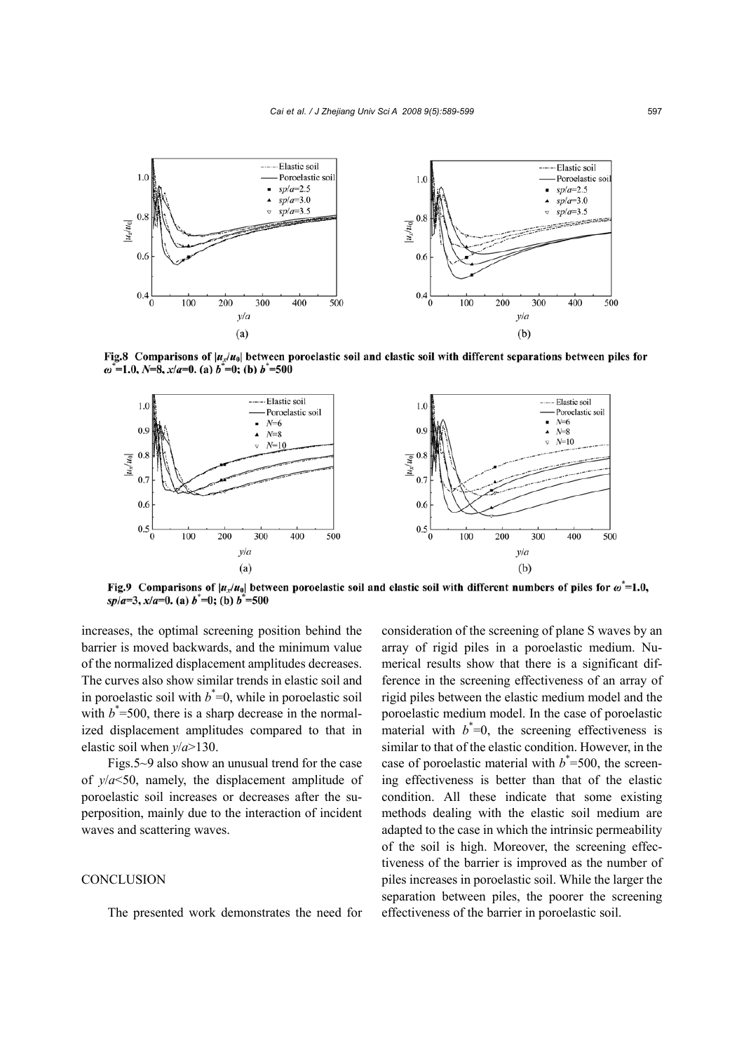Fig.8 Comparisons of $|u_x/u_0|$ between poroelastic soil and elastic soil with different separations between piles for $\omega^*$=1.0, $N$=8, $x/a$=0. (a) $b^*$=0; (b) $b^*$=500

Fig.9 Comparisons of $|u_x/u_0|$ between poroelastic soil and elastic soil with different numbers of piles for $\omega^*$=1.0, $sp/a$=3, $x/a$=0. (a) $b^*$=0; (b) $b^*$=500

increases, the optimal screening position behind the barrier is moved backwards, and the minimum value of the normalized displacement amplitudes decreases. The curves also show similar trends in elastic soil and in poroelastic soil with $b^*$=0, while in poroelastic soil with $b^*$=500, there is a sharp decrease in the normalized displacement amplitudes compared to that in elastic soil when $y/a$>130.

Figs.5~9 also show an unusual trend for the case of $y/a$<50, namely, the displacement amplitude of poroelastic soil increases or decreases after the superposition, mainly due to the interaction of incident waves and scattering waves.

## CONCLUSION

The presented work demonstrates the need for consideration of the screening of plane S waves by an array of rigid piles in a poroelastic medium. Numerical results show that there is a significant difference in the screening effectiveness of an array of rigid piles between the elastic medium model and the poroelastic medium model. In the case of poroelastic material with $b^*$=0, the screening effectiveness is similar to that of the elastic condition. However, in the case of poroelastic material with $b^*$=500, the screening effectiveness is better than that of the elastic condition. All these indicate that some existing methods dealing with the elastic soil medium are adapted to the case in which the intrinsic permeability of the soil is high. Moreover, the screening effectiveness of the barrier is improved as the number of piles increases in poroelastic soil. While the larger the separation between piles, the poorer the screening effectiveness of the barrier in poroelastic soil.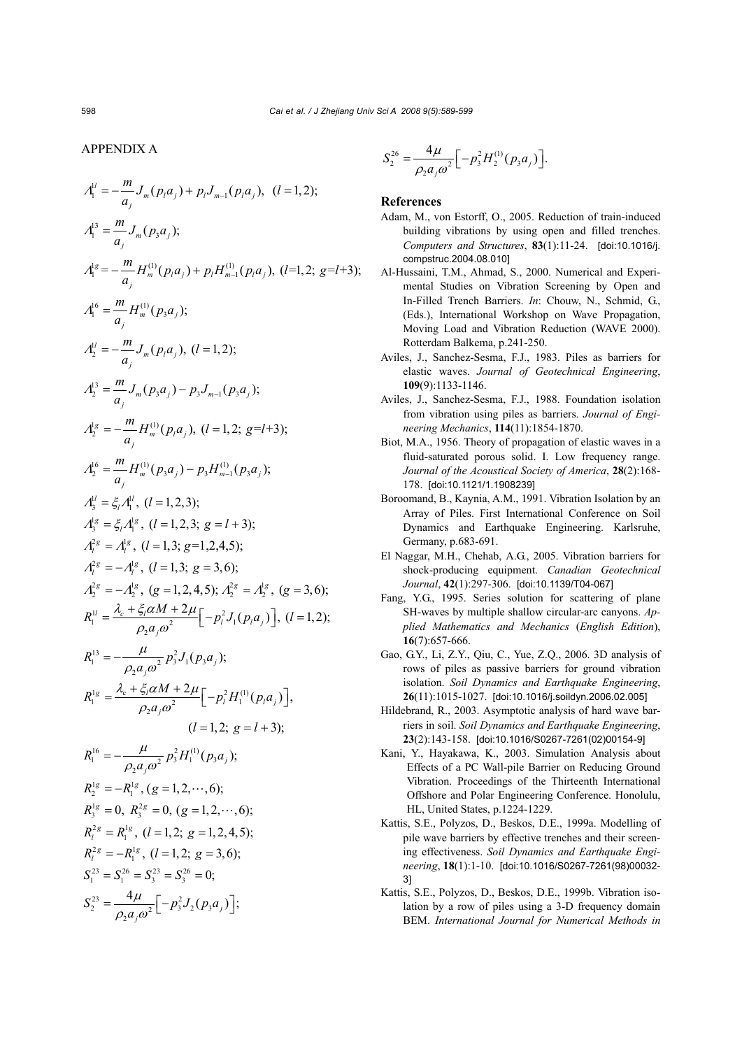## APPENDIX A

$$\Lambda_1^{1l} = -\frac{m}{a_j} J_m(p_l a_j) + p_l J_{m-1}(p_l a_j), \ (l=1,2);$$

$$\Lambda_1^{13} = \frac{m}{a_j} J_m(p_3 a_j);$$

$$\Lambda_1^{1g} = -\frac{m}{a_j} H_m^{(1)}(p_l a_j) + p_l H_{m-1}^{(1)}(p_l a_j), \ (l=1,2;\ g=l+3);$$

$$\Lambda_1^{16} = \frac{m}{a_j} H_m^{(1)}(p_3 a_j);$$

$$\Lambda_2^{1l} = -\frac{m}{a_j} J_m(p_l a_j), \ (l=1,2);$$

$$\Lambda_2^{13} = \frac{m}{a_j} J_m(p_3 a_j) - p_3 J_{m-1}(p_3 a_j);$$

$$\Lambda_2^{1g} = -\frac{m}{a_j} H_m^{(1)}(p_l a_j), \ (l=1,2;\ g=l+3);$$

$$\Lambda_2^{16} = \frac{m}{a_j} H_m^{(1)}(p_3 a_j) - p_3 H_{m-1}^{(1)}(p_3 a_j);$$

$$\Lambda_3^{1l} = \xi_l \Lambda_1^{1l}, \ (l=1,2,3);$$

$$\Lambda_3^{1g} = \xi_l \Lambda_1^{1g}, \ (l=1,2,3;\ g=l+3);$$

$$\Lambda_l^{2g} = \Lambda_l^{1g}, \ (l=1,3;\ g=1,2,4,5);$$

$$\Lambda_l^{2g} = -\Lambda_l^{1g}, \ (l=1,3;\ g=3,6);$$

$$\Lambda_2^{2g} = -\Lambda_2^{1g}, \ (g=1,2,4,5);\ \Lambda_2^{2g} = \Lambda_2^{1g}, \ (g=3,6);$$

$$R_1^{1l} = \frac{\lambda_c + \xi_l \alpha M + 2\mu}{\rho_2 a_j \omega^2}\left[-p_l^2 J_1(p_l a_j)\right], \ (l=1,2);$$

$$R_1^{13} = -\frac{\mu}{\rho_2 a_j \omega^2} p_3^2 J_1(p_3 a_j);$$

$$R_1^{1g} = \frac{\lambda_c + \xi_l \alpha M + 2\mu}{\rho_2 a_j \omega^2}\left[-p_l^2 H_1^{(1)}(p_l a_j)\right], \ (l=1,2;\ g=l+3);$$

$$R_1^{16} = -\frac{\mu}{\rho_2 a_j \omega^2} p_3^2 H_1^{(1)}(p_3 a_j);$$

$$R_2^{1g} = -R_1^{1g}, \ (g=1,2,\cdots,6);$$

$$R_3^{1g} = 0,\ R_3^{2g} = 0, \ (g=1,2,\cdots,6);$$

$$R_l^{2g} = R_1^{1g}, \ (l=1,2;\ g=1,2,4,5);$$

$$R_l^{2g} = -R_1^{1g}, \ (l=1,2;\ g=3,6);$$

$$S_1^{23} = S_1^{26} = S_3^{23} = S_3^{26} = 0;$$

$$S_2^{23} = \frac{4\mu}{\rho_2 a_j \omega^2}\left[-p_3^2 J_2(p_3 a_j)\right];$$

$$S_2^{26} = \frac{4\mu}{\rho_2 a_j \omega^2}\left[-p_3^2 H_2^{(1)}(p_3 a_j)\right].$$

## References

Adam, M., von Estorff, O., 2005. Reduction of train-induced building vibrations by using open and filled trenches. *Computers and Structures*, **83**(1):11-24. [doi:10.1016/j.compstruc.2004.08.010]

Al-Hussaini, T.M., Ahmad, S., 2000. Numerical and Experimental Studies on Vibration Screening by Open and In-Filled Trench Barriers. *In*: Chouw, N., Schmid, G., (Eds.), International Workshop on Wave Propagation, Moving Load and Vibration Reduction (WAVE 2000). Rotterdam Balkema, p.241-250.

Aviles, J., Sanchez-Sesma, F.J., 1983. Piles as barriers for elastic waves. *Journal of Geotechnical Engineering*, **109**(9):1133-1146.

Aviles, J., Sanchez-Sesma, F.J., 1988. Foundation isolation from vibration using piles as barriers. *Journal of Engineering Mechanics*, **114**(11):1854-1870.

Biot, M.A., 1956. Theory of propagation of elastic waves in a fluid-saturated porous solid. I. Low frequency range. *Journal of the Acoustical Society of America*, **28**(2):168-178. [doi:10.1121/1.1908239]

Boroomand, B., Kaynia, A.M., 1991. Vibration Isolation by an Array of Piles. First International Conference on Soil Dynamics and Earthquake Engineering. Karlsruhe, Germany, p.683-691.

El Naggar, M.H., Chehab, A.G., 2005. Vibration barriers for shock-producing equipment. *Canadian Geotechnical Journal*, **42**(1):297-306. [doi:10.1139/T04-067]

Fang, Y.G., 1995. Series solution for scattering of plane SH-waves by multiple shallow circular-arc canyons. *Applied Mathematics and Mechanics* (*English Edition*), **16**(7):657-666.

Gao, G.Y., Li, Z.Y., Qiu, C., Yue, Z.Q., 2006. 3D analysis of rows of piles as passive barriers for ground vibration isolation. *Soil Dynamics and Earthquake Engineering*, **26**(11):1015-1027. [doi:10.1016/j.soildyn.2006.02.005]

Hildebrand, R., 2003. Asymptotic analysis of hard wave barriers in soil. *Soil Dynamics and Earthquake Engineering*, **23**(2):143-158. [doi:10.1016/S0267-7261(02)00154-9]

Kani, Y., Hayakawa, K., 2003. Simulation Analysis about Effects of a PC Wall-pile Barrier on Reducing Ground Vibration. Proceedings of the Thirteenth International Offshore and Polar Engineering Conference. Honolulu, HL, United States, p.1224-1229.

Kattis, S.E., Polyzos, D., Beskos, D.E., 1999a. Modelling of pile wave barriers by effective trenches and their screening effectiveness. *Soil Dynamics and Earthquake Engineering*, **18**(1):1-10. [doi:10.1016/S0267-7261(98)00032-3]

Kattis, S.E., Polyzos, D., Beskos, D.E., 1999b. Vibration isolation by a row of piles using a 3-D frequency domain BEM. *International Journal for Numerical Methods in*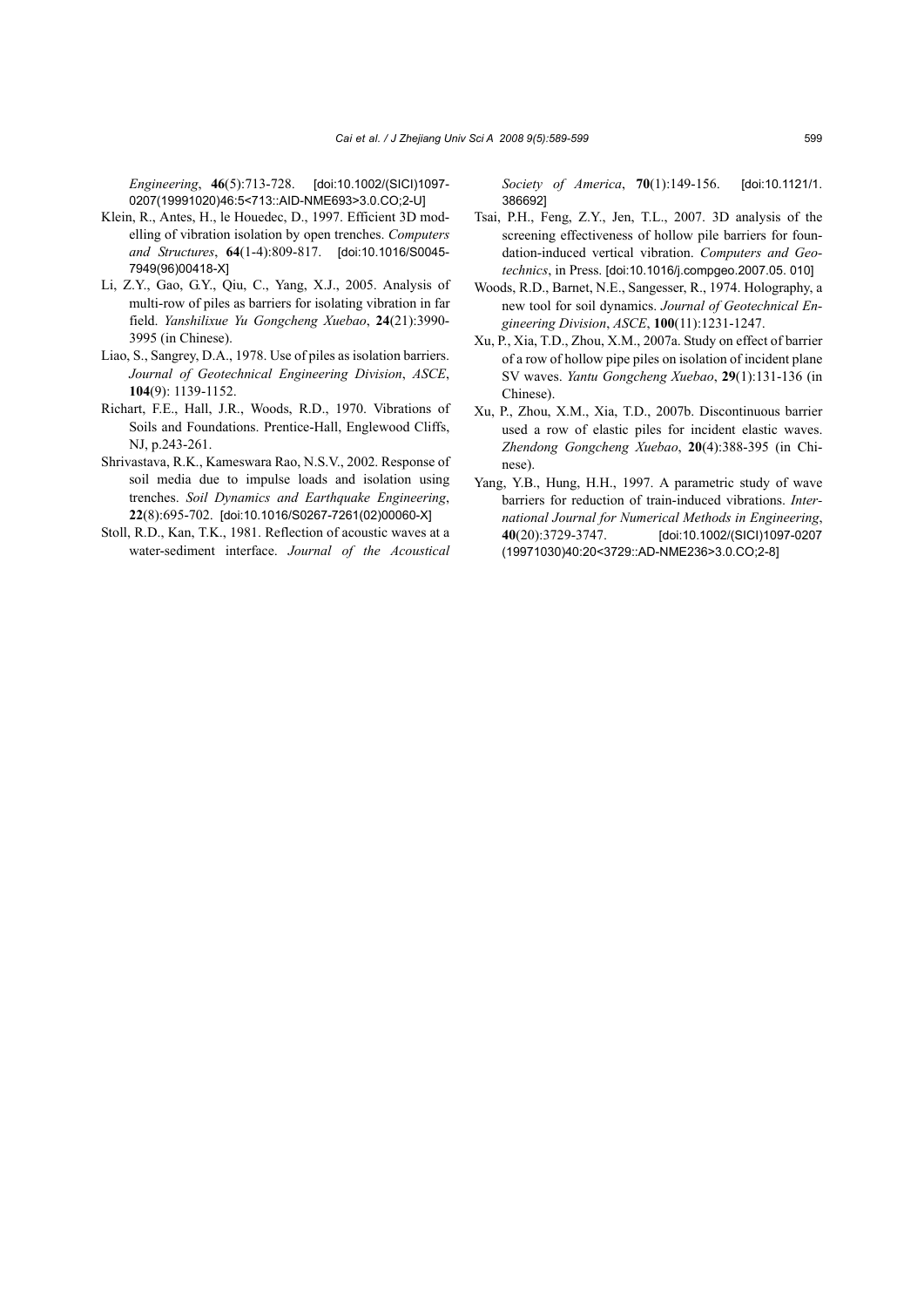*Engineering*, **46**(5):713-728. [doi:10.1002/(SICI)1097-0207(19991020)46:5<713::AID-NME693>3.0.CO;2-U]

Klein, R., Antes, H., le Houedec, D., 1997. Efficient 3D modelling of vibration isolation by open trenches. *Computers and Structures*, **64**(1-4):809-817. [doi:10.1016/S0045-7949(96)00418-X]

Li, Z.Y., Gao, G.Y., Qiu, C., Yang, X.J., 2005. Analysis of multi-row of piles as barriers for isolating vibration in far field. *Yanshilixue Yu Gongcheng Xuebao*, **24**(21):3990-3995 (in Chinese).

Liao, S., Sangrey, D.A., 1978. Use of piles as isolation barriers. *Journal of Geotechnical Engineering Division*, *ASCE*, **104**(9): 1139-1152.

Richart, F.E., Hall, J.R., Woods, R.D., 1970. Vibrations of Soils and Foundations. Prentice-Hall, Englewood Cliffs, NJ, p.243-261.

Shrivastava, R.K., Kameswara Rao, N.S.V., 2002. Response of soil media due to impulse loads and isolation using trenches. *Soil Dynamics and Earthquake Engineering*, **22**(8):695-702. [doi:10.1016/S0267-7261(02)00060-X]

Stoll, R.D., Kan, T.K., 1981. Reflection of acoustic waves at a water-sediment interface. *Journal of the Acoustical Society of America*, **70**(1):149-156. [doi:10.1121/1.386692]

Tsai, P.H., Feng, Z.Y., Jen, T.L., 2007. 3D analysis of the screening effectiveness of hollow pile barriers for foundation-induced vertical vibration. *Computers and Geotechnics*, in Press. [doi:10.1016/j.compgeo.2007.05.010]

Woods, R.D., Barnet, N.E., Sangesser, R., 1974. Holography, a new tool for soil dynamics. *Journal of Geotechnical Engineering Division*, *ASCE*, **100**(11):1231-1247.

Xu, P., Xia, T.D., Zhou, X.M., 2007a. Study on effect of barrier of a row of hollow pipe piles on isolation of incident plane SV waves. *Yantu Gongcheng Xuebao*, **29**(1):131-136 (in Chinese).

Xu, P., Zhou, X.M., Xia, T.D., 2007b. Discontinuous barrier used a row of elastic piles for incident elastic waves. *Zhendong Gongcheng Xuebao*, **20**(4):388-395 (in Chinese).

Yang, Y.B., Hung, H.H., 1997. A parametric study of wave barriers for reduction of train-induced vibrations. *International Journal for Numerical Methods in Engineering*, **40**(20):3729-3747. [doi:10.1002/(SICI)1097-0207(19971030)40:20<3729::AD-NME236>3.0.CO;2-8]